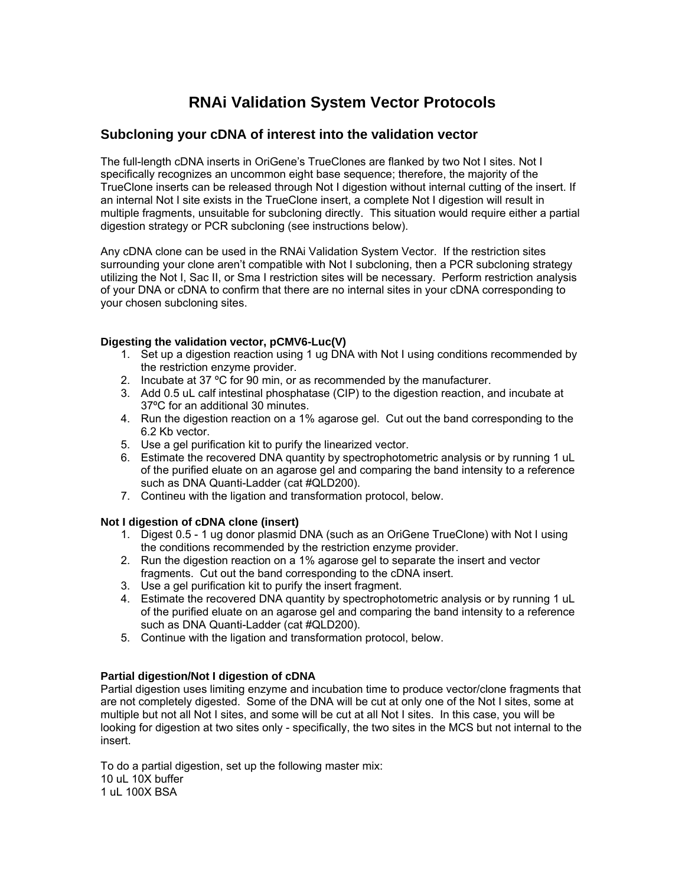// RNAi Validation System Vector Protocols

## Subcloning your cDNA of interest into the validation vector

The full-length cDNA inserts in OriGene's TrueClones are flanked by two Not I sites. Not I specifically recognizes an uncommon eight base sequence; therefore, the majority of the TrueClone inserts can be released through Not I digestion without internal cutting of the insert. If an internal Not I site exists in the TrueClone insert, a complete Not I digestion will result in multiple fragments, unsuitable for subcloning directly. This situation would require either a partial digestion strategy or PCR subcloning (see instructions below).

Any cDNA clone can be used in the RNAi Validation System Vector. If the restriction sites surrounding your clone aren't compatible with Not I subcloning, then a PCR subcloning strategy utilizing the Not I, Sac II, or Sma I restriction sites will be necessary. Perform restriction analysis of your DNA or cDNA to confirm that there are no internal sites in your cDNA corresponding to your chosen subcloning sites.

**Digesting the validation vector, pCMV6-Luc(V)**

1. Set up a digestion reaction using 1 ug DNA with Not I using conditions recommended by the restriction enzyme provider.
2. Incubate at 37 ºC for 90 min, or as recommended by the manufacturer.
3. Add 0.5 uL calf intestinal phosphatase (CIP) to the digestion reaction, and incubate at 37ºC for an additional 30 minutes.
4. Run the digestion reaction on a 1% agarose gel. Cut out the band corresponding to the 6.2 Kb vector.
5. Use a gel purification kit to purify the linearized vector.
6. Estimate the recovered DNA quantity by spectrophotometric analysis or by running 1 uL of the purified eluate on an agarose gel and comparing the band intensity to a reference such as DNA Quanti-Ladder (cat #QLD200).
7. Contineu with the ligation and transformation protocol, below.

**Not I digestion of cDNA clone (insert)**

1. Digest 0.5 - 1 ug donor plasmid DNA (such as an OriGene TrueClone) with Not I using the conditions recommended by the restriction enzyme provider.
2. Run the digestion reaction on a 1% agarose gel to separate the insert and vector fragments. Cut out the band corresponding to the cDNA insert.
3. Use a gel purification kit to purify the insert fragment.
4. Estimate the recovered DNA quantity by spectrophotometric analysis or by running 1 uL of the purified eluate on an agarose gel and comparing the band intensity to a reference such as DNA Quanti-Ladder (cat #QLD200).
5. Continue with the ligation and transformation protocol, below.

**Partial digestion/Not I digestion of cDNA**

Partial digestion uses limiting enzyme and incubation time to produce vector/clone fragments that are not completely digested. Some of the DNA will be cut at only one of the Not I sites, some at multiple but not all Not I sites, and some will be cut at all Not I sites. In this case, you will be looking for digestion at two sites only - specifically, the two sites in the MCS but not internal to the insert.

To do a partial digestion, set up the following master mix:
10 uL 10X buffer
1 uL 100X BSA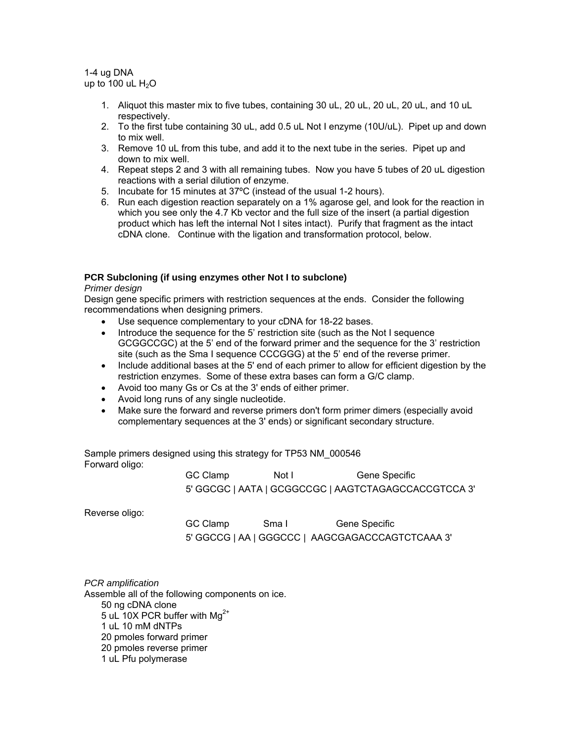1-4 ug DNA
up to 100 uL $H_2O$

1. Aliquot this master mix to five tubes, containing 30 uL, 20 uL, 20 uL, 20 uL, and 10 uL respectively.
2. To the first tube containing 30 uL, add 0.5 uL Not I enzyme (10U/uL). Pipet up and down to mix well.
3. Remove 10 uL from this tube, and add it to the next tube in the series. Pipet up and down to mix well.
4. Repeat steps 2 and 3 with all remaining tubes. Now you have 5 tubes of 20 uL digestion reactions with a serial dilution of enzyme.
5. Incubate for 15 minutes at 37ºC (instead of the usual 1-2 hours).
6. Run each digestion reaction separately on a 1% agarose gel, and look for the reaction in which you see only the 4.7 Kb vector and the full size of the insert (a partial digestion product which has left the internal Not I sites intact). Purify that fragment as the intact cDNA clone. Continue with the ligation and transformation protocol, below.

**PCR Subcloning (if using enzymes other Not I to subclone)**

*Primer design*

Design gene specific primers with restriction sequences at the ends. Consider the following recommendations when designing primers.

- Use sequence complementary to your cDNA for 18-22 bases.
- Introduce the sequence for the 5' restriction site (such as the Not I sequence GCGGCCGC) at the 5' end of the forward primer and the sequence for the 3' restriction site (such as the Sma I sequence CCCGGG) at the 5' end of the reverse primer.
- Include additional bases at the 5' end of each primer to allow for efficient digestion by the restriction enzymes. Some of these extra bases can form a G/C clamp.
- Avoid too many Gs or Cs at the 3' ends of either primer.
- Avoid long runs of any single nucleotide.
- Make sure the forward and reverse primers don't form primer dimers (especially avoid complementary sequences at the 3' ends) or significant secondary structure.

Sample primers designed using this strategy for TP53 NM_000546

Forward oligo:

```
GC Clamp         Not I             Gene Specific
5' GGCGC | AATA | GCGGCCGC | AAGTCTAGAGCCACCGTCCA 3'
```

Reverse oligo:

```
GC Clamp        Sma I           Gene Specific
5' GGCCG | AA | GGGCCC |  AAGCGAGACCCAGTCTCAAA 3'
```

*PCR amplification*

Assemble all of the following components on ice.

50 ng cDNA clone
5 uL 10X PCR buffer with $Mg^{2+}$
1 uL 10 mM dNTPs
20 pmoles forward primer
20 pmoles reverse primer
1 uL Pfu polymerase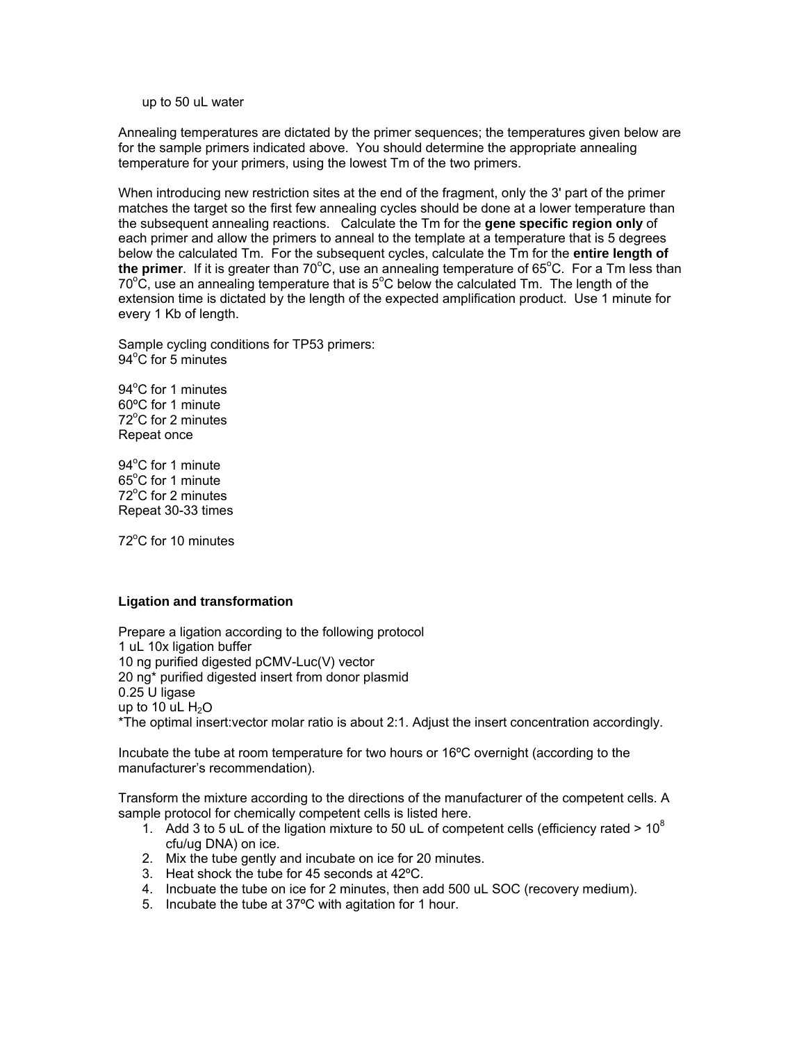up to 50 uL water

Annealing temperatures are dictated by the primer sequences; the temperatures given below are for the sample primers indicated above. You should determine the appropriate annealing temperature for your primers, using the lowest Tm of the two primers.

When introducing new restriction sites at the end of the fragment, only the 3' part of the primer matches the target so the first few annealing cycles should be done at a lower temperature than the subsequent annealing reactions. Calculate the Tm for the **gene specific region only** of each primer and allow the primers to anneal to the template at a temperature that is 5 degrees below the calculated Tm. For the subsequent cycles, calculate the Tm for the **entire length of the primer**. If it is greater than 70°C, use an annealing temperature of 65°C. For a Tm less than 70°C, use an annealing temperature that is 5°C below the calculated Tm. The length of the extension time is dictated by the length of the expected amplification product. Use 1 minute for every 1 Kb of length.

Sample cycling conditions for TP53 primers:
94°C for 5 minutes

94°C for 1 minutes
60ºC for 1 minute
72°C for 2 minutes
Repeat once

94°C for 1 minute
65°C for 1 minute
72°C for 2 minutes
Repeat 30-33 times

72°C for 10 minutes

**Ligation and transformation**

Prepare a ligation according to the following protocol
1 uL 10x ligation buffer
10 ng purified digested pCMV-Luc(V) vector
20 ng* purified digested insert from donor plasmid
0.25 U ligase
up to 10 uL $H_2O$
*The optimal insert:vector molar ratio is about 2:1. Adjust the insert concentration accordingly.

Incubate the tube at room temperature for two hours or 16ºC overnight (according to the manufacturer's recommendation).

Transform the mixture according to the directions of the manufacturer of the competent cells. A sample protocol for chemically competent cells is listed here.

1. Add 3 to 5 uL of the ligation mixture to 50 uL of competent cells (efficiency rated > $10^8$ cfu/ug DNA) on ice.
2. Mix the tube gently and incubate on ice for 20 minutes.
3. Heat shock the tube for 45 seconds at 42ºC.
4. Incbuate the tube on ice for 2 minutes, then add 500 uL SOC (recovery medium).
5. Incubate the tube at 37ºC with agitation for 1 hour.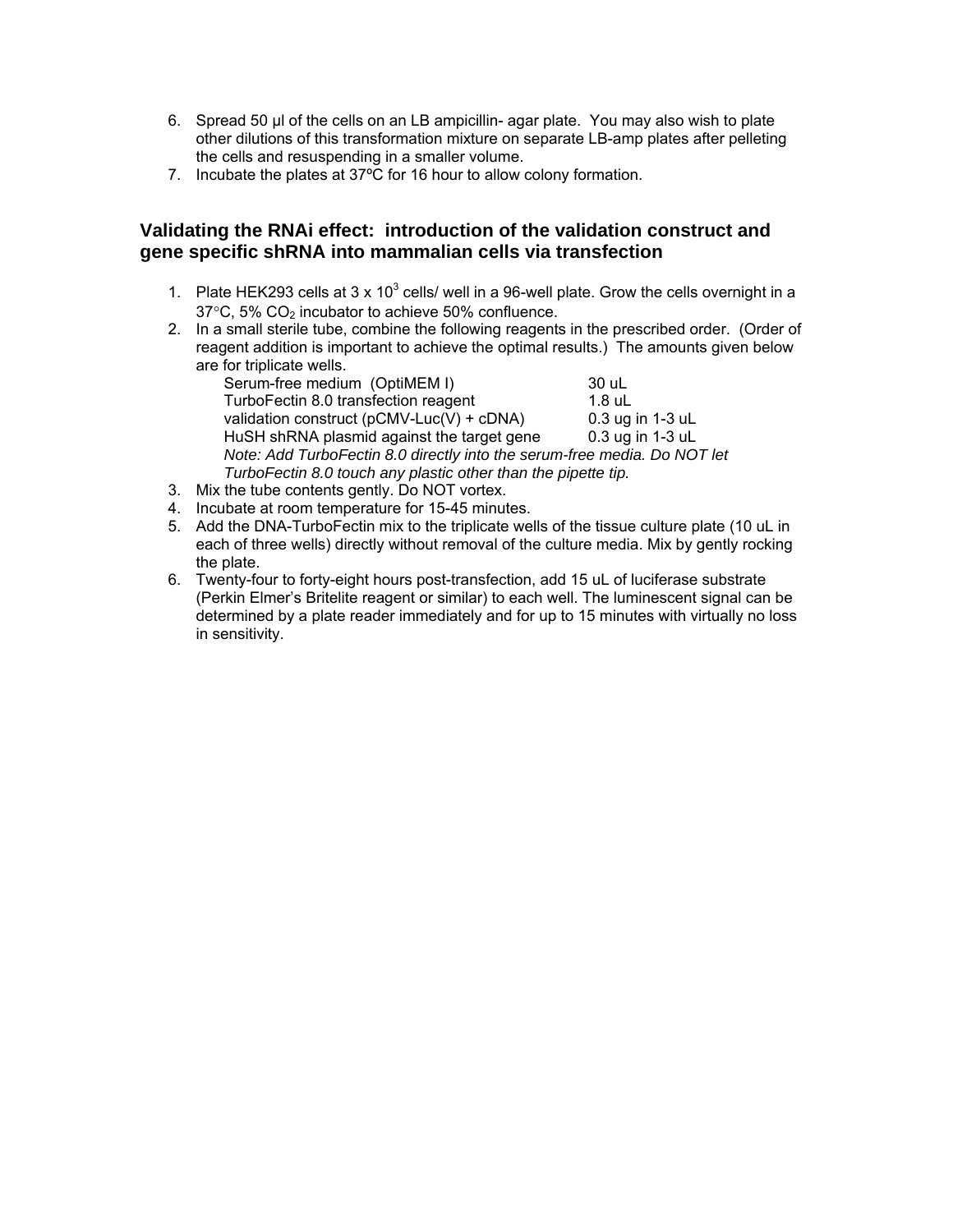6. Spread 50 µl of the cells on an LB ampicillin- agar plate. You may also wish to plate other dilutions of this transformation mixture on separate LB-amp plates after pelleting the cells and resuspending in a smaller volume.
7. Incubate the plates at 37ºC for 16 hour to allow colony formation.

## Validating the RNAi effect: introduction of the validation construct and gene specific shRNA into mammalian cells via transfection

1. Plate HEK293 cells at $3 \times 10^3$ cells/ well in a 96-well plate. Grow the cells overnight in a 37°C, 5% $CO_2$ incubator to achieve 50% confluence.
2. In a small sterile tube, combine the following reagents in the prescribed order. (Order of reagent addition is important to achieve the optimal results.) The amounts given below are for triplicate wells.

| | |
|---|---|
| Serum-free medium (OptiMEM I) | 30 uL |
| TurboFectin 8.0 transfection reagent | 1.8 uL |
| validation construct (pCMV-Luc(V) + cDNA) | 0.3 ug in 1-3 uL |
| HuSH shRNA plasmid against the target gene | 0.3 ug in 1-3 uL |

   *Note: Add TurboFectin 8.0 directly into the serum-free media. Do NOT let TurboFectin 8.0 touch any plastic other than the pipette tip.*
3. Mix the tube contents gently. Do NOT vortex.
4. Incubate at room temperature for 15-45 minutes.
5. Add the DNA-TurboFectin mix to the triplicate wells of the tissue culture plate (10 uL in each of three wells) directly without removal of the culture media. Mix by gently rocking the plate.
6. Twenty-four to forty-eight hours post-transfection, add 15 uL of luciferase substrate (Perkin Elmer's Britelite reagent or similar) to each well. The luminescent signal can be determined by a plate reader immediately and for up to 15 minutes with virtually no loss in sensitivity.